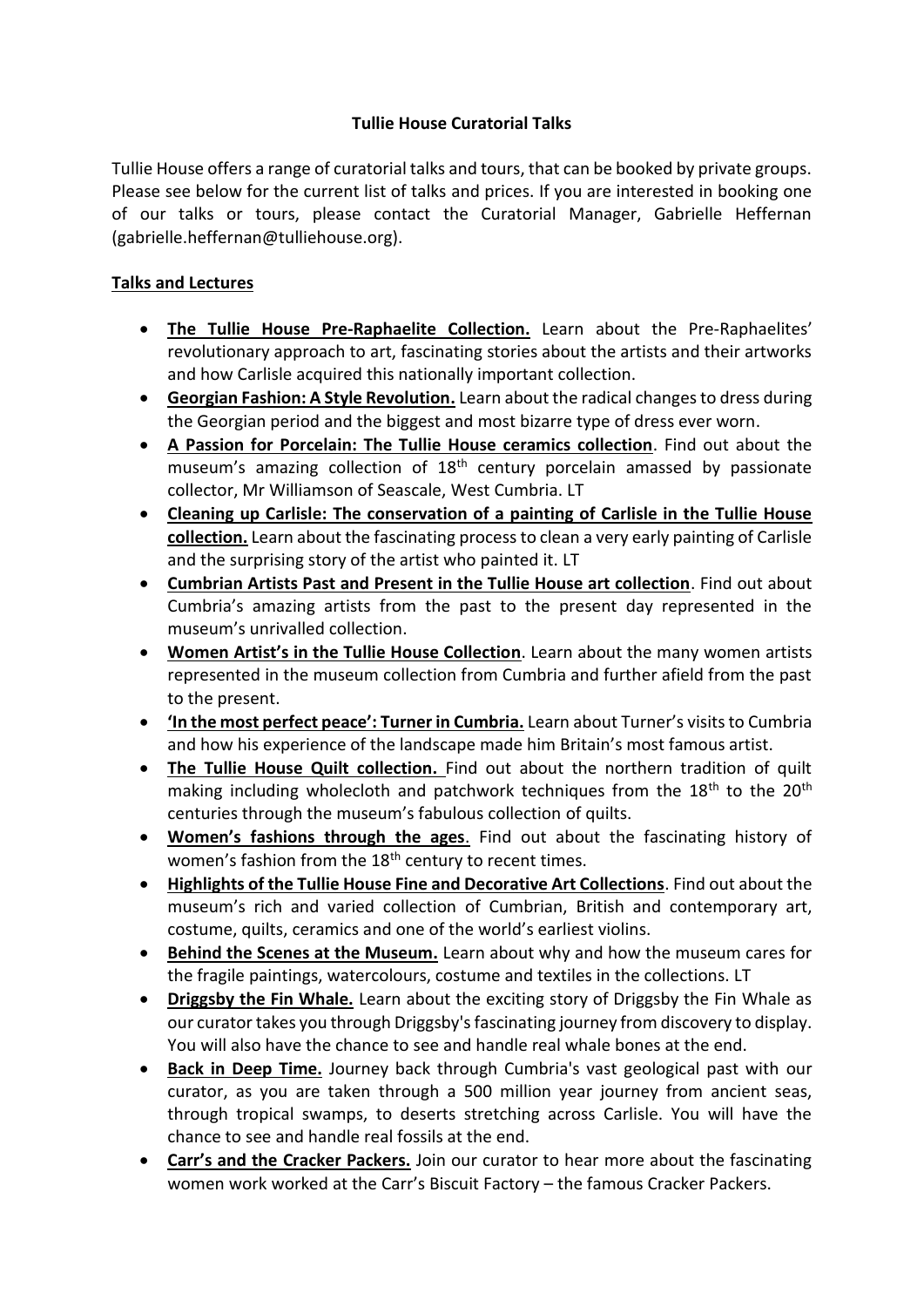**Tullie House Curatorial Talks**

Tullie House offers a range of curatorial talks and tours, that can be booked by private groups. Please see below for the current list of talks and prices. If you are interested in booking one of our talks or tours, please contact the Curatorial Manager, Gabrielle Heffernan (gabrielle.heffernan@tulliehouse.org).

**Talks and Lectures**

- **The Tullie House Pre-Raphaelite Collection.** Learn about the Pre-Raphaelites' revolutionary approach to art, fascinating stories about the artists and their artworks and how Carlisle acquired this nationally important collection.
- **Georgian Fashion: A Style Revolution.** Learn about the radical changes to dress during the Georgian period and the biggest and most bizarre type of dress ever worn.
- **A Passion for Porcelain: The Tullie House ceramics collection**. Find out about the museum's amazing collection of 18th century porcelain amassed by passionate collector, Mr Williamson of Seascale, West Cumbria. LT
- **Cleaning up Carlisle: The conservation of a painting of Carlisle in the Tullie House collection.** Learn about the fascinating process to clean a very early painting of Carlisle and the surprising story of the artist who painted it. LT
- **Cumbrian Artists Past and Present in the Tullie House art collection**. Find out about Cumbria's amazing artists from the past to the present day represented in the museum's unrivalled collection.
- **Women Artist's in the Tullie House Collection**. Learn about the many women artists represented in the museum collection from Cumbria and further afield from the past to the present.
- **'In the most perfect peace': Turner in Cumbria.** Learn about Turner's visits to Cumbria and how his experience of the landscape made him Britain's most famous artist.
- **The Tullie House Quilt collection.** Find out about the northern tradition of quilt making including wholecloth and patchwork techniques from the 18th to the 20th centuries through the museum's fabulous collection of quilts.
- **Women's fashions through the ages**. Find out about the fascinating history of women's fashion from the 18th century to recent times.
- **Highlights of the Tullie House Fine and Decorative Art Collections**. Find out about the museum's rich and varied collection of Cumbrian, British and contemporary art, costume, quilts, ceramics and one of the world's earliest violins.
- **Behind the Scenes at the Museum.** Learn about why and how the museum cares for the fragile paintings, watercolours, costume and textiles in the collections. LT
- **Driggsby the Fin Whale.** Learn about the exciting story of Driggsby the Fin Whale as our curator takes you through Driggsby's fascinating journey from discovery to display. You will also have the chance to see and handle real whale bones at the end.
- **Back in Deep Time.** Journey back through Cumbria's vast geological past with our curator, as you are taken through a 500 million year journey from ancient seas, through tropical swamps, to deserts stretching across Carlisle. You will have the chance to see and handle real fossils at the end.
- **Carr's and the Cracker Packers.** Join our curator to hear more about the fascinating women work worked at the Carr's Biscuit Factory – the famous Cracker Packers.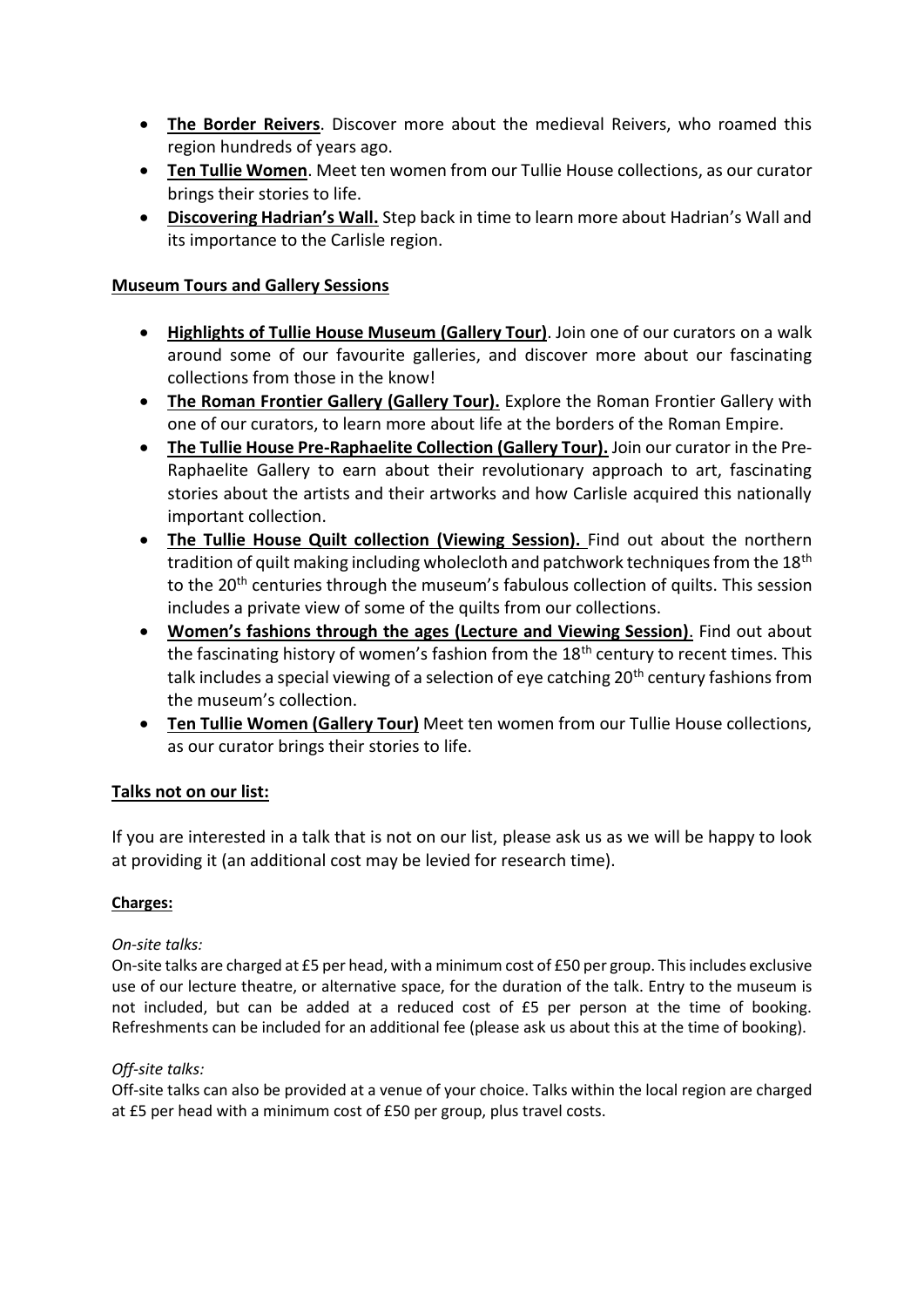- **The Border Reivers**. Discover more about the medieval Reivers, who roamed this region hundreds of years ago.
- **Ten Tullie Women**. Meet ten women from our Tullie House collections, as our curator brings their stories to life.
- **Discovering Hadrian's Wall.** Step back in time to learn more about Hadrian's Wall and its importance to the Carlisle region.

## Museum Tours and Gallery Sessions

- **Highlights of Tullie House Museum (Gallery Tour)**. Join one of our curators on a walk around some of our favourite galleries, and discover more about our fascinating collections from those in the know!
- **The Roman Frontier Gallery (Gallery Tour).** Explore the Roman Frontier Gallery with one of our curators, to learn more about life at the borders of the Roman Empire.
- **The Tullie House Pre-Raphaelite Collection (Gallery Tour).** Join our curator in the Pre-Raphaelite Gallery to earn about their revolutionary approach to art, fascinating stories about the artists and their artworks and how Carlisle acquired this nationally important collection.
- **The Tullie House Quilt collection (Viewing Session).** Find out about the northern tradition of quilt making including wholecloth and patchwork techniques from the 18th to the 20th centuries through the museum's fabulous collection of quilts. This session includes a private view of some of the quilts from our collections.
- **Women's fashions through the ages (Lecture and Viewing Session)**. Find out about the fascinating history of women's fashion from the 18th century to recent times. This talk includes a special viewing of a selection of eye catching 20th century fashions from the museum's collection.
- **Ten Tullie Women (Gallery Tour)** Meet ten women from our Tullie House collections, as our curator brings their stories to life.

## Talks not on our list:

If you are interested in a talk that is not on our list, please ask us as we will be happy to look at providing it (an additional cost may be levied for research time).

### Charges:

*On-site talks:*

On-site talks are charged at £5 per head, with a minimum cost of £50 per group. This includes exclusive use of our lecture theatre, or alternative space, for the duration of the talk. Entry to the museum is not included, but can be added at a reduced cost of £5 per person at the time of booking. Refreshments can be included for an additional fee (please ask us about this at the time of booking).

*Off-site talks:*

Off-site talks can also be provided at a venue of your choice. Talks within the local region are charged at £5 per head with a minimum cost of £50 per group, plus travel costs.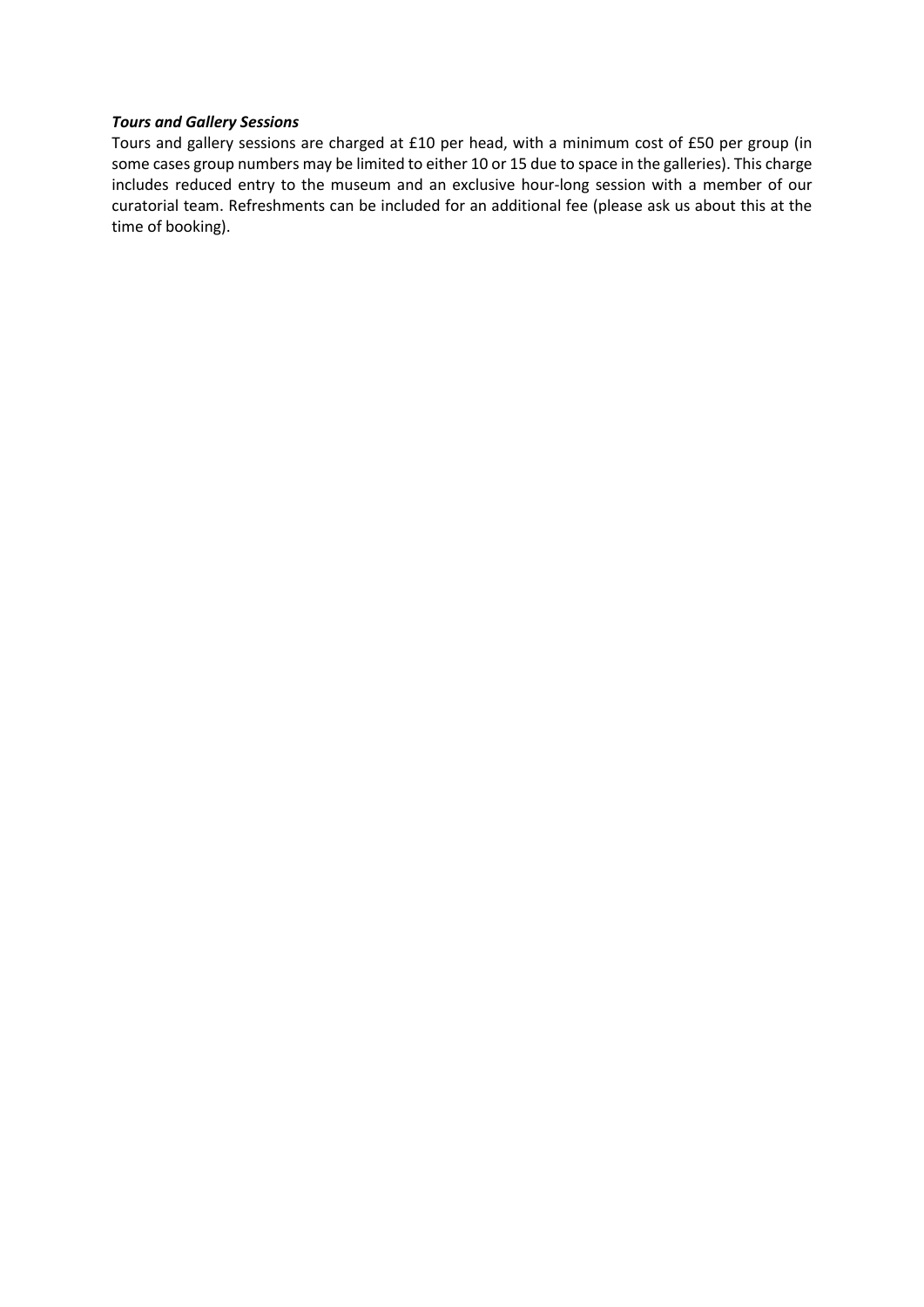***Tours and Gallery Sessions***

Tours and gallery sessions are charged at £10 per head, with a minimum cost of £50 per group (in some cases group numbers may be limited to either 10 or 15 due to space in the galleries). This charge includes reduced entry to the museum and an exclusive hour-long session with a member of our curatorial team. Refreshments can be included for an additional fee (please ask us about this at the time of booking).